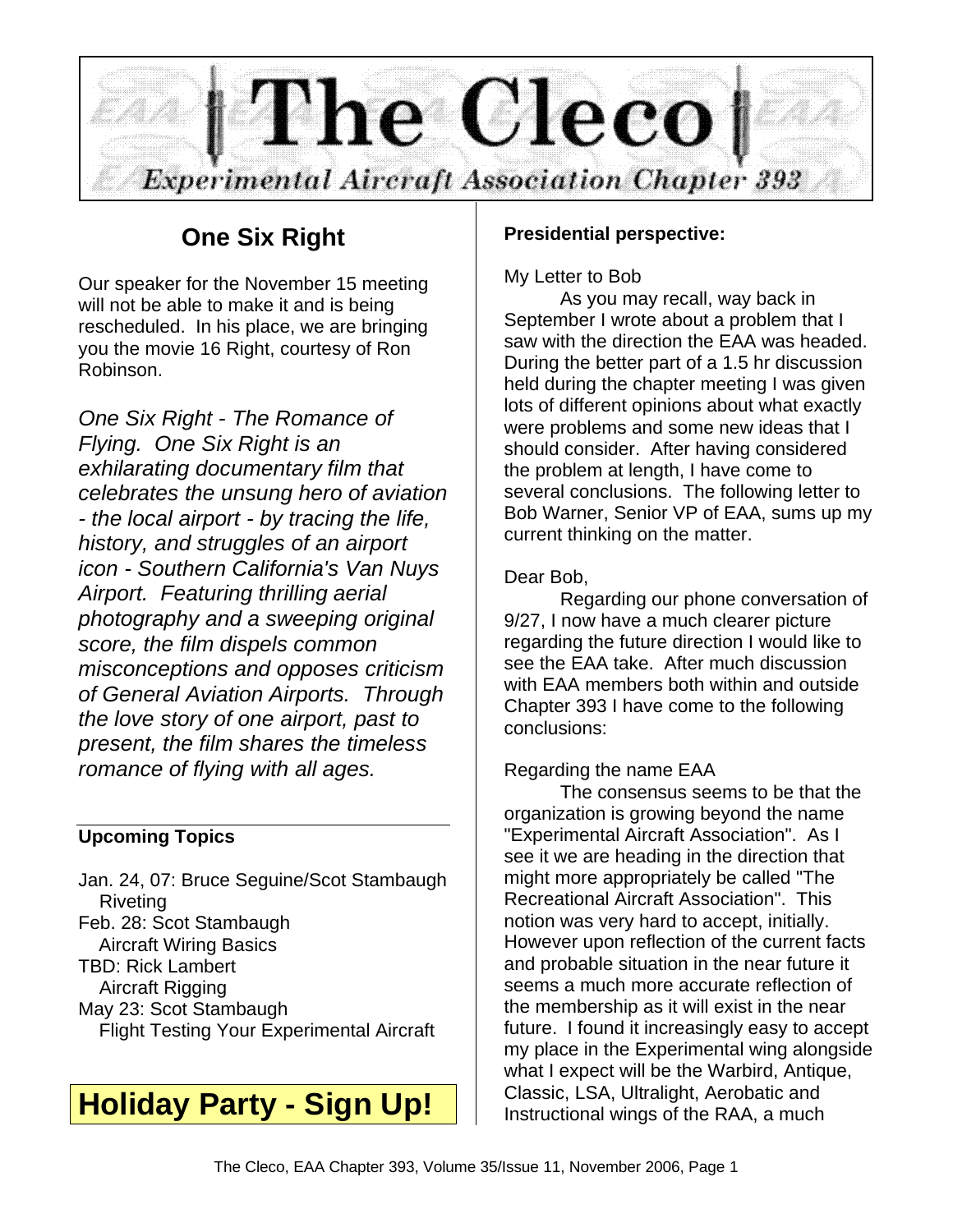# The Cleco

*Experimental Aircraft Association Chapter 393*

## One Six Right

Our speaker for the November 15 meeting will not be able to make it and is being rescheduled. In his place, we are bringing you the movie 16 Right, courtesy of Ron Robinson.

*One Six Right - The Romance of Flying. One Six Right is an exhilarating documentary film that celebrates the unsung hero of aviation - the local airport - by tracing the life, history, and struggles of an airport icon - Southern California's Van Nuys Airport. Featuring thrilling aerial photography and a sweeping original score, the film dispels common misconceptions and opposes criticism of General Aviation Airports. Through the love story of one airport, past to present, the film shares the timeless romance of flying with all ages.*

**Upcoming Topics**

Jan. 24, 07: Bruce Seguine/Scot Stambaugh
  Riveting
Feb. 28: Scot Stambaugh
  Aircraft Wiring Basics
TBD: Rick Lambert
  Aircraft Rigging
May 23: Scot Stambaugh
  Flight Testing Your Experimental Aircraft

## Holiday Party - Sign Up!

**Presidential perspective:**

My Letter to Bob

As you may recall, way back in September I wrote about a problem that I saw with the direction the EAA was headed. During the better part of a 1.5 hr discussion held during the chapter meeting I was given lots of different opinions about what exactly were problems and some new ideas that I should consider. After having considered the problem at length, I have come to several conclusions. The following letter to Bob Warner, Senior VP of EAA, sums up my current thinking on the matter.

Dear Bob,

Regarding our phone conversation of 9/27, I now have a much clearer picture regarding the future direction I would like to see the EAA take. After much discussion with EAA members both within and outside Chapter 393 I have come to the following conclusions:

Regarding the name EAA

The consensus seems to be that the organization is growing beyond the name "Experimental Aircraft Association". As I see it we are heading in the direction that might more appropriately be called "The Recreational Aircraft Association". This notion was very hard to accept, initially. However upon reflection of the current facts and probable situation in the near future it seems a much more accurate reflection of the membership as it will exist in the near future. I found it increasingly easy to accept my place in the Experimental wing alongside what I expect will be the Warbird, Antique, Classic, LSA, Ultralight, Aerobatic and Instructional wings of the RAA, a much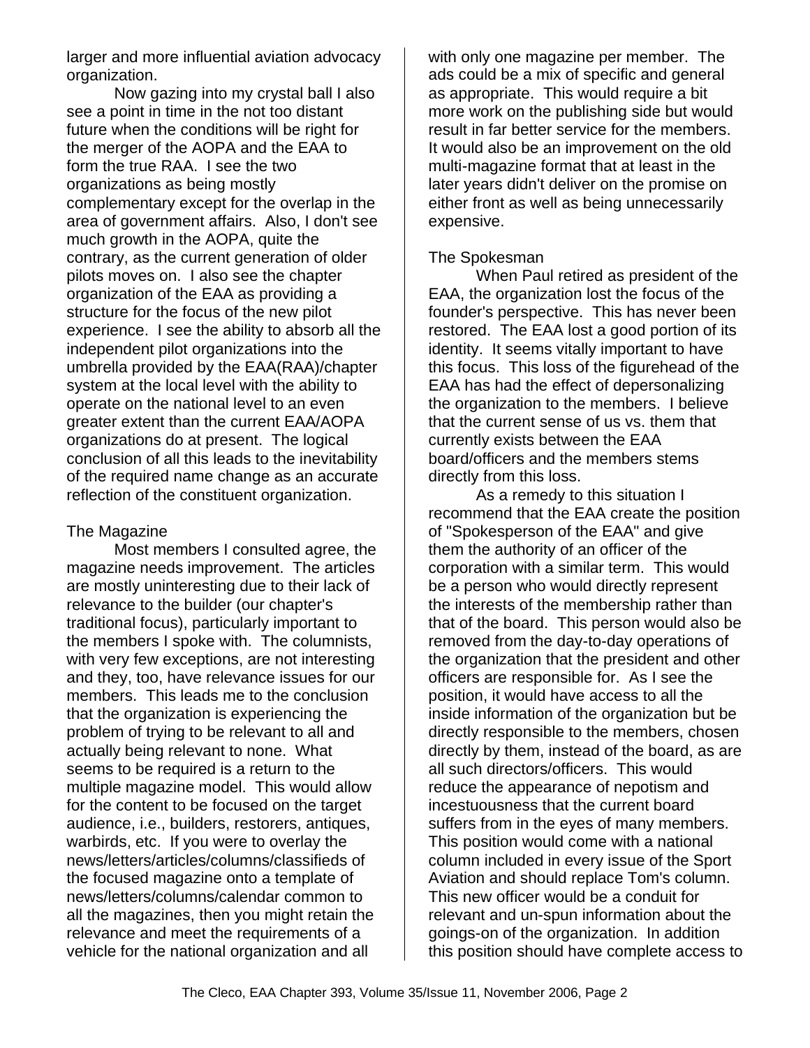larger and more influential aviation advocacy organization.

Now gazing into my crystal ball I also see a point in time in the not too distant future when the conditions will be right for the merger of the AOPA and the EAA to form the true RAA. I see the two organizations as being mostly complementary except for the overlap in the area of government affairs. Also, I don't see much growth in the AOPA, quite the contrary, as the current generation of older pilots moves on. I also see the chapter organization of the EAA as providing a structure for the focus of the new pilot experience. I see the ability to absorb all the independent pilot organizations into the umbrella provided by the EAA(RAA)/chapter system at the local level with the ability to operate on the national level to an even greater extent than the current EAA/AOPA organizations do at present. The logical conclusion of all this leads to the inevitability of the required name change as an accurate reflection of the constituent organization.

## The Magazine

Most members I consulted agree, the magazine needs improvement. The articles are mostly uninteresting due to their lack of relevance to the builder (our chapter's traditional focus), particularly important to the members I spoke with. The columnists, with very few exceptions, are not interesting and they, too, have relevance issues for our members. This leads me to the conclusion that the organization is experiencing the problem of trying to be relevant to all and actually being relevant to none. What seems to be required is a return to the multiple magazine model. This would allow for the content to be focused on the target audience, i.e., builders, restorers, antiques, warbirds, etc. If you were to overlay the news/letters/articles/columns/classifieds of the focused magazine onto a template of news/letters/columns/calendar common to all the magazines, then you might retain the relevance and meet the requirements of a vehicle for the national organization and all with only one magazine per member. The ads could be a mix of specific and general as appropriate. This would require a bit more work on the publishing side but would result in far better service for the members. It would also be an improvement on the old multi-magazine format that at least in the later years didn't deliver on the promise on either front as well as being unnecessarily expensive.

## The Spokesman

When Paul retired as president of the EAA, the organization lost the focus of the founder's perspective. This has never been restored. The EAA lost a good portion of its identity. It seems vitally important to have this focus. This loss of the figurehead of the EAA has had the effect of depersonalizing the organization to the members. I believe that the current sense of us vs. them that currently exists between the EAA board/officers and the members stems directly from this loss.

As a remedy to this situation I recommend that the EAA create the position of "Spokesperson of the EAA" and give them the authority of an officer of the corporation with a similar term. This would be a person who would directly represent the interests of the membership rather than that of the board. This person would also be removed from the day-to-day operations of the organization that the president and other officers are responsible for. As I see the position, it would have access to all the inside information of the organization but be directly responsible to the members, chosen directly by them, instead of the board, as are all such directors/officers. This would reduce the appearance of nepotism and incestuousness that the current board suffers from in the eyes of many members. This position would come with a national column included in every issue of the Sport Aviation and should replace Tom's column. This new officer would be a conduit for relevant and un-spun information about the goings-on of the organization. In addition this position should have complete access to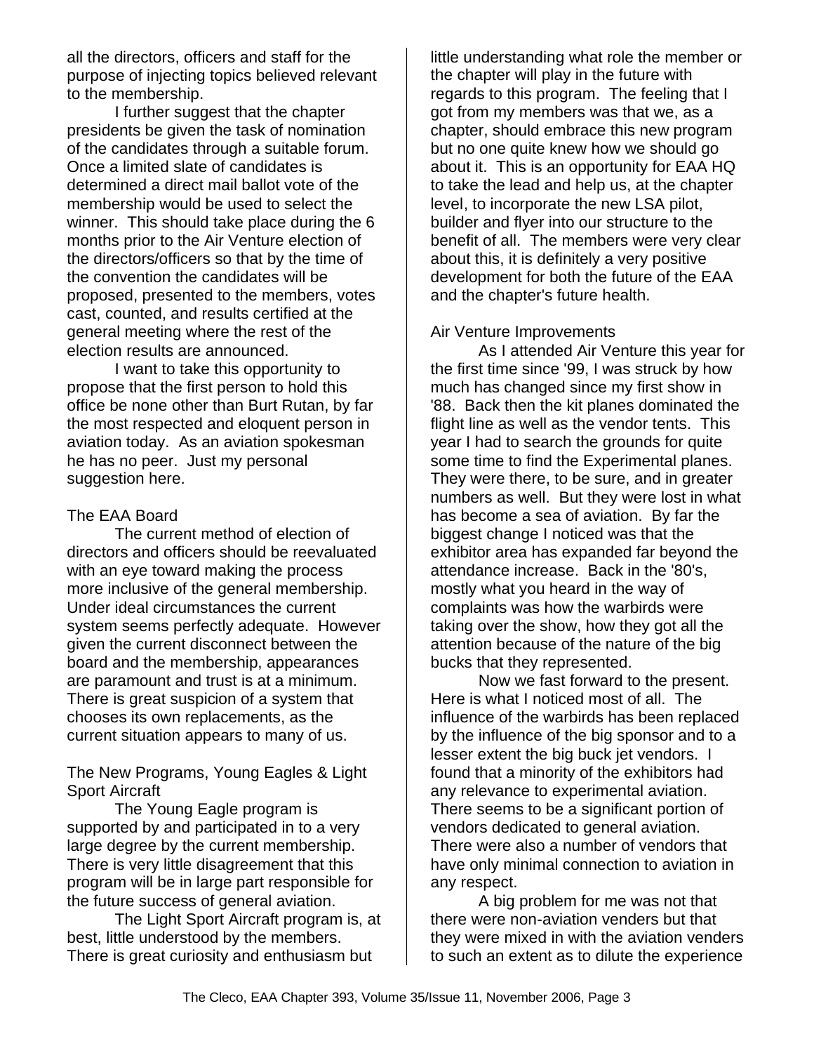all the directors, officers and staff for the purpose of injecting topics believed relevant to the membership.

I further suggest that the chapter presidents be given the task of nomination of the candidates through a suitable forum. Once a limited slate of candidates is determined a direct mail ballot vote of the membership would be used to select the winner. This should take place during the 6 months prior to the Air Venture election of the directors/officers so that by the time of the convention the candidates will be proposed, presented to the members, votes cast, counted, and results certified at the general meeting where the rest of the election results are announced.

I want to take this opportunity to propose that the first person to hold this office be none other than Burt Rutan, by far the most respected and eloquent person in aviation today. As an aviation spokesman he has no peer. Just my personal suggestion here.

### The EAA Board

The current method of election of directors and officers should be reevaluated with an eye toward making the process more inclusive of the general membership. Under ideal circumstances the current system seems perfectly adequate. However given the current disconnect between the board and the membership, appearances are paramount and trust is at a minimum. There is great suspicion of a system that chooses its own replacements, as the current situation appears to many of us.

### The New Programs, Young Eagles & Light Sport Aircraft

The Young Eagle program is supported by and participated in to a very large degree by the current membership. There is very little disagreement that this program will be in large part responsible for the future success of general aviation.

The Light Sport Aircraft program is, at best, little understood by the members. There is great curiosity and enthusiasm but little understanding what role the member or the chapter will play in the future with regards to this program. The feeling that I got from my members was that we, as a chapter, should embrace this new program but no one quite knew how we should go about it. This is an opportunity for EAA HQ to take the lead and help us, at the chapter level, to incorporate the new LSA pilot, builder and flyer into our structure to the benefit of all. The members were very clear about this, it is definitely a very positive development for both the future of the EAA and the chapter's future health.

### Air Venture Improvements

As I attended Air Venture this year for the first time since '99, I was struck by how much has changed since my first show in '88. Back then the kit planes dominated the flight line as well as the vendor tents. This year I had to search the grounds for quite some time to find the Experimental planes. They were there, to be sure, and in greater numbers as well. But they were lost in what has become a sea of aviation. By far the biggest change I noticed was that the exhibitor area has expanded far beyond the attendance increase. Back in the '80's, mostly what you heard in the way of complaints was how the warbirds were taking over the show, how they got all the attention because of the nature of the big bucks that they represented.

Now we fast forward to the present. Here is what I noticed most of all. The influence of the warbirds has been replaced by the influence of the big sponsor and to a lesser extent the big buck jet vendors. I found that a minority of the exhibitors had any relevance to experimental aviation. There seems to be a significant portion of vendors dedicated to general aviation. There were also a number of vendors that have only minimal connection to aviation in any respect.

A big problem for me was not that there were non-aviation venders but that they were mixed in with the aviation venders to such an extent as to dilute the experience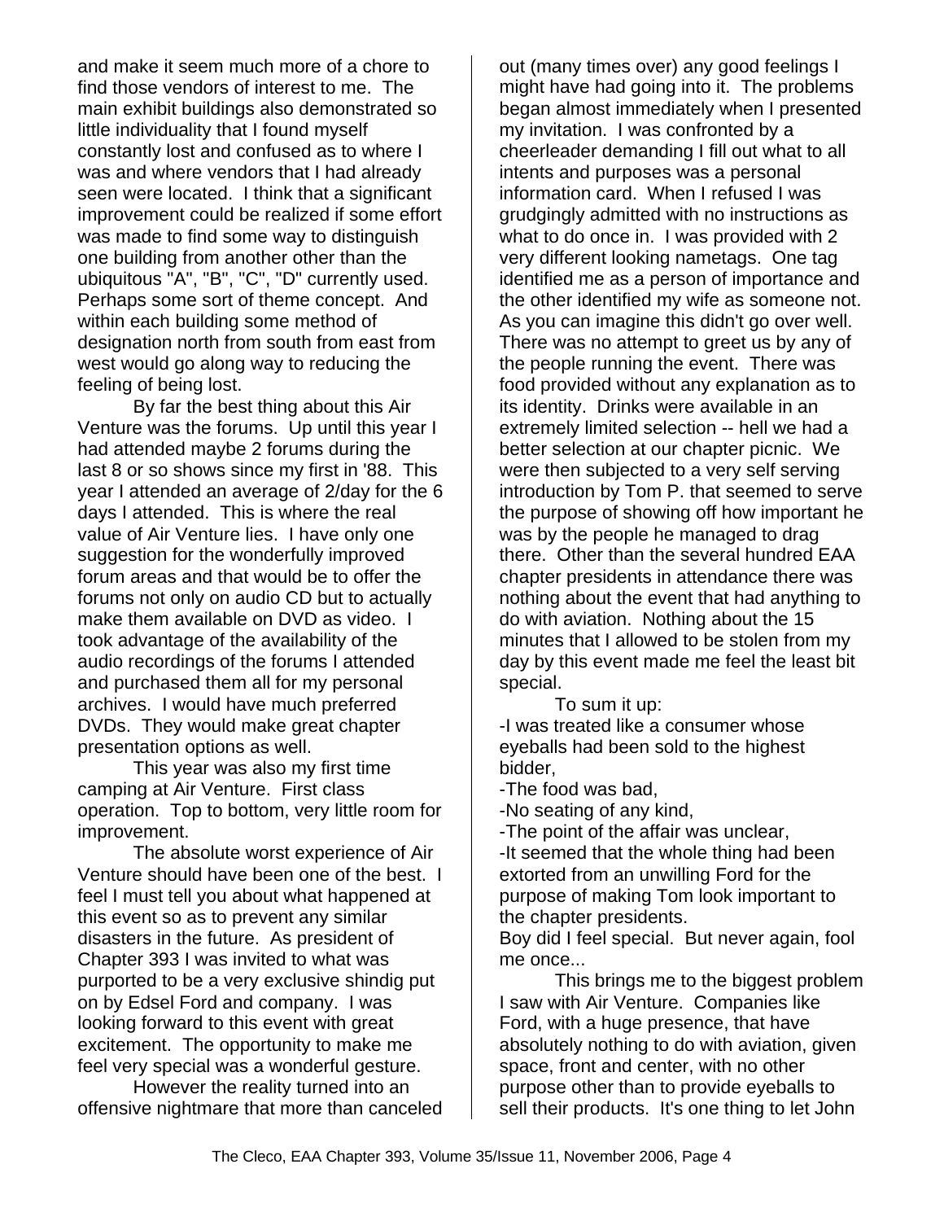and make it seem much more of a chore to find those vendors of interest to me. The main exhibit buildings also demonstrated so little individuality that I found myself constantly lost and confused as to where I was and where vendors that I had already seen were located. I think that a significant improvement could be realized if some effort was made to find some way to distinguish one building from another other than the ubiquitous "A", "B", "C", "D" currently used. Perhaps some sort of theme concept. And within each building some method of designation north from south from east from west would go along way to reducing the feeling of being lost.

By far the best thing about this Air Venture was the forums. Up until this year I had attended maybe 2 forums during the last 8 or so shows since my first in '88. This year I attended an average of 2/day for the 6 days I attended. This is where the real value of Air Venture lies. I have only one suggestion for the wonderfully improved forum areas and that would be to offer the forums not only on audio CD but to actually make them available on DVD as video. I took advantage of the availability of the audio recordings of the forums I attended and purchased them all for my personal archives. I would have much preferred DVDs. They would make great chapter presentation options as well.

This year was also my first time camping at Air Venture. First class operation. Top to bottom, very little room for improvement.

The absolute worst experience of Air Venture should have been one of the best. I feel I must tell you about what happened at this event so as to prevent any similar disasters in the future. As president of Chapter 393 I was invited to what was purported to be a very exclusive shindig put on by Edsel Ford and company. I was looking forward to this event with great excitement. The opportunity to make me feel very special was a wonderful gesture.

However the reality turned into an offensive nightmare that more than canceled out (many times over) any good feelings I might have had going into it. The problems began almost immediately when I presented my invitation. I was confronted by a cheerleader demanding I fill out what to all intents and purposes was a personal information card. When I refused I was grudgingly admitted with no instructions as what to do once in. I was provided with 2 very different looking nametags. One tag identified me as a person of importance and the other identified my wife as someone not. As you can imagine this didn't go over well. There was no attempt to greet us by any of the people running the event. There was food provided without any explanation as to its identity. Drinks were available in an extremely limited selection -- hell we had a better selection at our chapter picnic. We were then subjected to a very self serving introduction by Tom P. that seemed to serve the purpose of showing off how important he was by the people he managed to drag there. Other than the several hundred EAA chapter presidents in attendance there was nothing about the event that had anything to do with aviation. Nothing about the 15 minutes that I allowed to be stolen from my day by this event made me feel the least bit special.

To sum it up:

-I was treated like a consumer whose eyeballs had been sold to the highest bidder,
-The food was bad,
-No seating of any kind,
-The point of the affair was unclear,
-It seemed that the whole thing had been extorted from an unwilling Ford for the purpose of making Tom look important to the chapter presidents.

Boy did I feel special. But never again, fool me once...

This brings me to the biggest problem I saw with Air Venture. Companies like Ford, with a huge presence, that have absolutely nothing to do with aviation, given space, front and center, with no other purpose other than to provide eyeballs to sell their products. It's one thing to let John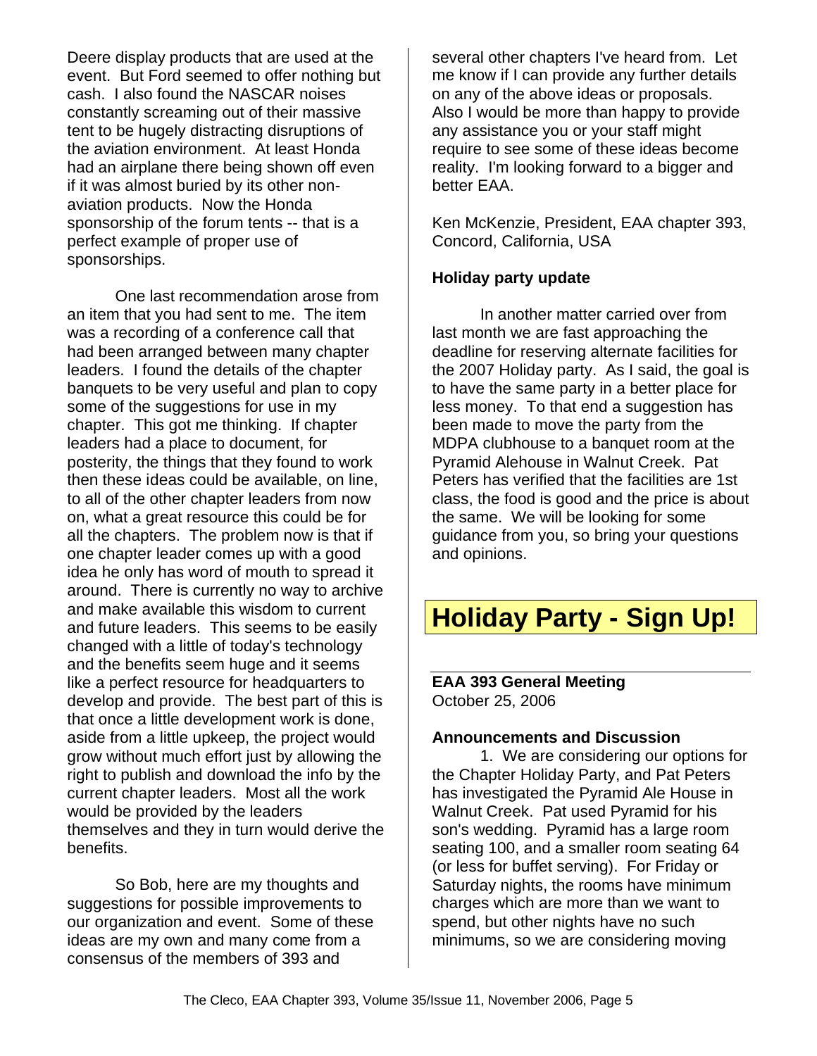Deere display products that are used at the event. But Ford seemed to offer nothing but cash. I also found the NASCAR noises constantly screaming out of their massive tent to be hugely distracting disruptions of the aviation environment. At least Honda had an airplane there being shown off even if it was almost buried by its other non-aviation products. Now the Honda sponsorship of the forum tents -- that is a perfect example of proper use of sponsorships.

One last recommendation arose from an item that you had sent to me. The item was a recording of a conference call that had been arranged between many chapter leaders. I found the details of the chapter banquets to be very useful and plan to copy some of the suggestions for use in my chapter. This got me thinking. If chapter leaders had a place to document, for posterity, the things that they found to work then these ideas could be available, on line, to all of the other chapter leaders from now on, what a great resource this could be for all the chapters. The problem now is that if one chapter leader comes up with a good idea he only has word of mouth to spread it around. There is currently no way to archive and make available this wisdom to current and future leaders. This seems to be easily changed with a little of today's technology and the benefits seem huge and it seems like a perfect resource for headquarters to develop and provide. The best part of this is that once a little development work is done, aside from a little upkeep, the project would grow without much effort just by allowing the right to publish and download the info by the current chapter leaders. Most all the work would be provided by the leaders themselves and they in turn would derive the benefits.

So Bob, here are my thoughts and suggestions for possible improvements to our organization and event. Some of these ideas are my own and many come from a consensus of the members of 393 and several other chapters I've heard from. Let me know if I can provide any further details on any of the above ideas or proposals. Also I would be more than happy to provide any assistance you or your staff might require to see some of these ideas become reality. I'm looking forward to a bigger and better EAA.

Ken McKenzie, President, EAA chapter 393, Concord, California, USA

**Holiday party update**

In another matter carried over from last month we are fast approaching the deadline for reserving alternate facilities for the 2007 Holiday party. As I said, the goal is to have the same party in a better place for less money. To that end a suggestion has been made to move the party from the MDPA clubhouse to a banquet room at the Pyramid Alehouse in Walnut Creek. Pat Peters has verified that the facilities are 1st class, the food is good and the price is about the same. We will be looking for some guidance from you, so bring your questions and opinions.

# Holiday Party - Sign Up!

**EAA 393 General Meeting**
October 25, 2006

**Announcements and Discussion**

1. We are considering our options for the Chapter Holiday Party, and Pat Peters has investigated the Pyramid Ale House in Walnut Creek. Pat used Pyramid for his son's wedding. Pyramid has a large room seating 100, and a smaller room seating 64 (or less for buffet serving). For Friday or Saturday nights, the rooms have minimum charges which are more than we want to spend, but other nights have no such minimums, so we are considering moving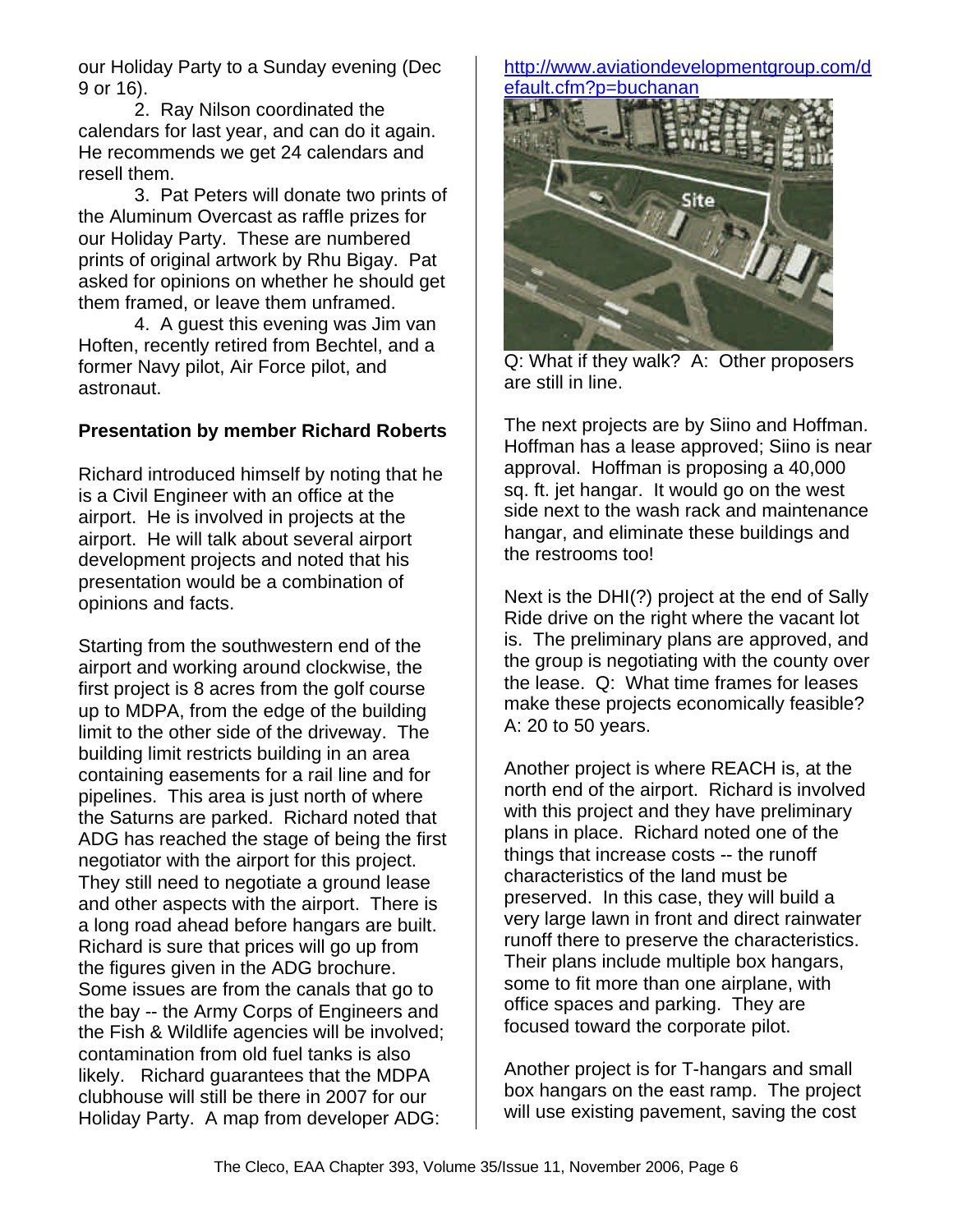our Holiday Party to a Sunday evening (Dec 9 or 16).

2. Ray Nilson coordinated the calendars for last year, and can do it again. He recommends we get 24 calendars and resell them.

3. Pat Peters will donate two prints of the Aluminum Overcast as raffle prizes for our Holiday Party. These are numbered prints of original artwork by Rhu Bigay. Pat asked for opinions on whether he should get them framed, or leave them unframed.

4. A guest this evening was Jim van Hoften, recently retired from Bechtel, and a former Navy pilot, Air Force pilot, and astronaut.

**Presentation by member Richard Roberts**

Richard introduced himself by noting that he is a Civil Engineer with an office at the airport. He is involved in projects at the airport. He will talk about several airport development projects and noted that his presentation would be a combination of opinions and facts.

Starting from the southwestern end of the airport and working around clockwise, the first project is 8 acres from the golf course up to MDPA, from the edge of the building limit to the other side of the driveway. The building limit restricts building in an area containing easements for a rail line and for pipelines. This area is just north of where the Saturns are parked. Richard noted that ADG has reached the stage of being the first negotiator with the airport for this project. They still need to negotiate a ground lease and other aspects with the airport. There is a long road ahead before hangars are built. Richard is sure that prices will go up from the figures given in the ADG brochure. Some issues are from the canals that go to the bay -- the Army Corps of Engineers and the Fish & Wildlife agencies will be involved; contamination from old fuel tanks is also likely. Richard guarantees that the MDPA clubhouse will still be there in 2007 for our Holiday Party. A map from developer ADG: http://www.aviationdevelopmentgroup.com/default.cfm?p=buchanan

Q: What if they walk? A: Other proposers are still in line.

The next projects are by Siino and Hoffman. Hoffman has a lease approved; Siino is near approval. Hoffman is proposing a 40,000 sq. ft. jet hangar. It would go on the west side next to the wash rack and maintenance hangar, and eliminate these buildings and the restrooms too!

Next is the DHI(?) project at the end of Sally Ride drive on the right where the vacant lot is. The preliminary plans are approved, and the group is negotiating with the county over the lease. Q: What time frames for leases make these projects economically feasible? A: 20 to 50 years.

Another project is where REACH is, at the north end of the airport. Richard is involved with this project and they have preliminary plans in place. Richard noted one of the things that increase costs -- the runoff characteristics of the land must be preserved. In this case, they will build a very large lawn in front and direct rainwater runoff there to preserve the characteristics. Their plans include multiple box hangars, some to fit more than one airplane, with office spaces and parking. They are focused toward the corporate pilot.

Another project is for T-hangars and small box hangars on the east ramp. The project will use existing pavement, saving the cost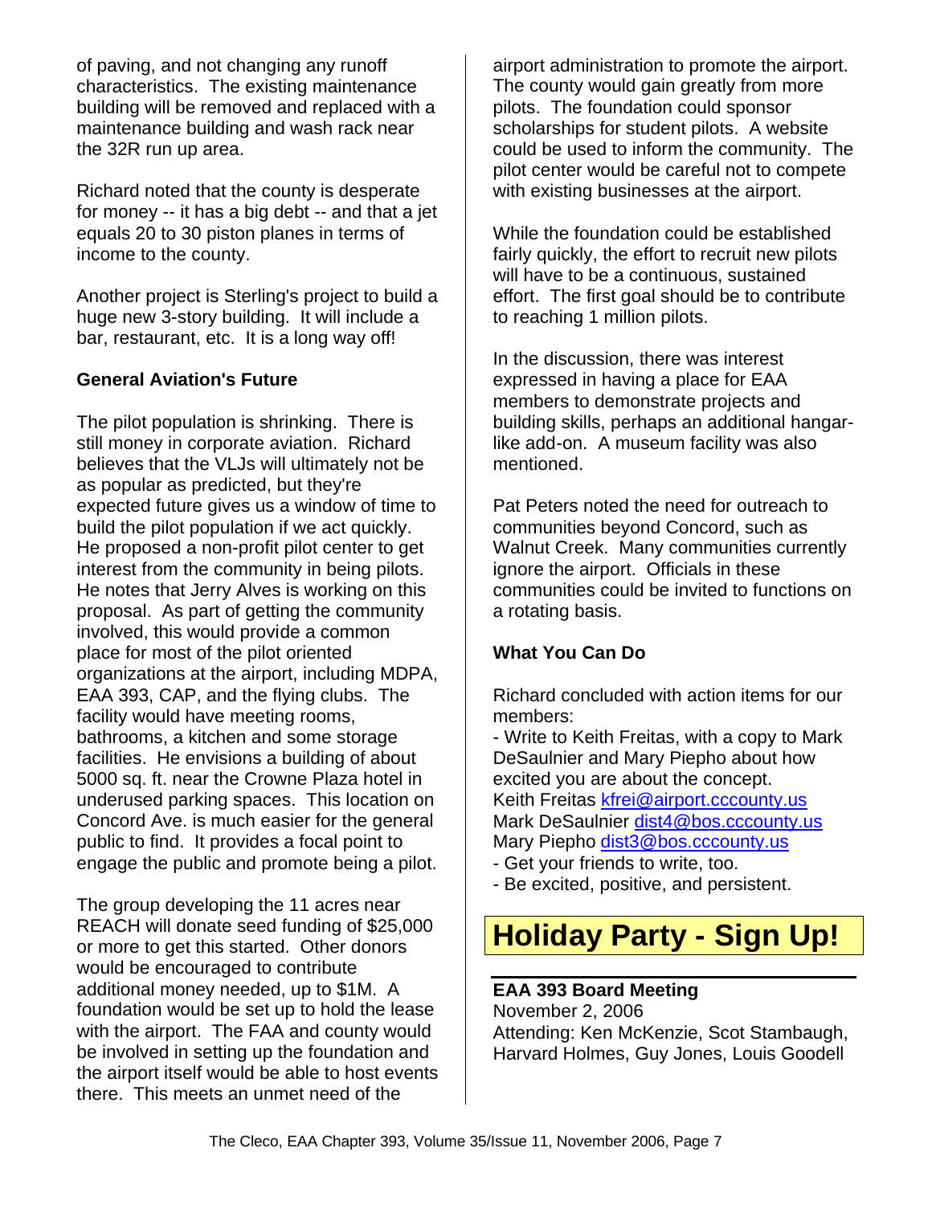of paving, and not changing any runoff characteristics. The existing maintenance building will be removed and replaced with a maintenance building and wash rack near the 32R run up area.

Richard noted that the county is desperate for money -- it has a big debt -- and that a jet equals 20 to 30 piston planes in terms of income to the county.

Another project is Sterling's project to build a huge new 3-story building. It will include a bar, restaurant, etc. It is a long way off!

**General Aviation's Future**

The pilot population is shrinking. There is still money in corporate aviation. Richard believes that the VLJs will ultimately not be as popular as predicted, but they're expected future gives us a window of time to build the pilot population if we act quickly. He proposed a non-profit pilot center to get interest from the community in being pilots. He notes that Jerry Alves is working on this proposal. As part of getting the community involved, this would provide a common place for most of the pilot oriented organizations at the airport, including MDPA, EAA 393, CAP, and the flying clubs. The facility would have meeting rooms, bathrooms, a kitchen and some storage facilities. He envisions a building of about 5000 sq. ft. near the Crowne Plaza hotel in underused parking spaces. This location on Concord Ave. is much easier for the general public to find. It provides a focal point to engage the public and promote being a pilot.

The group developing the 11 acres near REACH will donate seed funding of $25,000 or more to get this started. Other donors would be encouraged to contribute additional money needed, up to $1M. A foundation would be set up to hold the lease with the airport. The FAA and county would be involved in setting up the foundation and the airport itself would be able to host events there. This meets an unmet need of the airport administration to promote the airport. The county would gain greatly from more pilots. The foundation could sponsor scholarships for student pilots. A website could be used to inform the community. The pilot center would be careful not to compete with existing businesses at the airport.

While the foundation could be established fairly quickly, the effort to recruit new pilots will have to be a continuous, sustained effort. The first goal should be to contribute to reaching 1 million pilots.

In the discussion, there was interest expressed in having a place for EAA members to demonstrate projects and building skills, perhaps an additional hangar-like add-on. A museum facility was also mentioned.

Pat Peters noted the need for outreach to communities beyond Concord, such as Walnut Creek. Many communities currently ignore the airport. Officials in these communities could be invited to functions on a rotating basis.

**What You Can Do**

Richard concluded with action items for our members:

- Write to Keith Freitas, with a copy to Mark DeSaulnier and Mary Piepho about how excited you are about the concept.
Keith Freitas kfrei@airport.cccounty.us
Mark DeSaulnier dist4@bos.cccounty.us
Mary Piepho dist3@bos.cccounty.us
- Get your friends to write, too.
- Be excited, positive, and persistent.

# Holiday Party - Sign Up!

**EAA 393 Board Meeting**
November 2, 2006
Attending: Ken McKenzie, Scot Stambaugh, Harvard Holmes, Guy Jones, Louis Goodell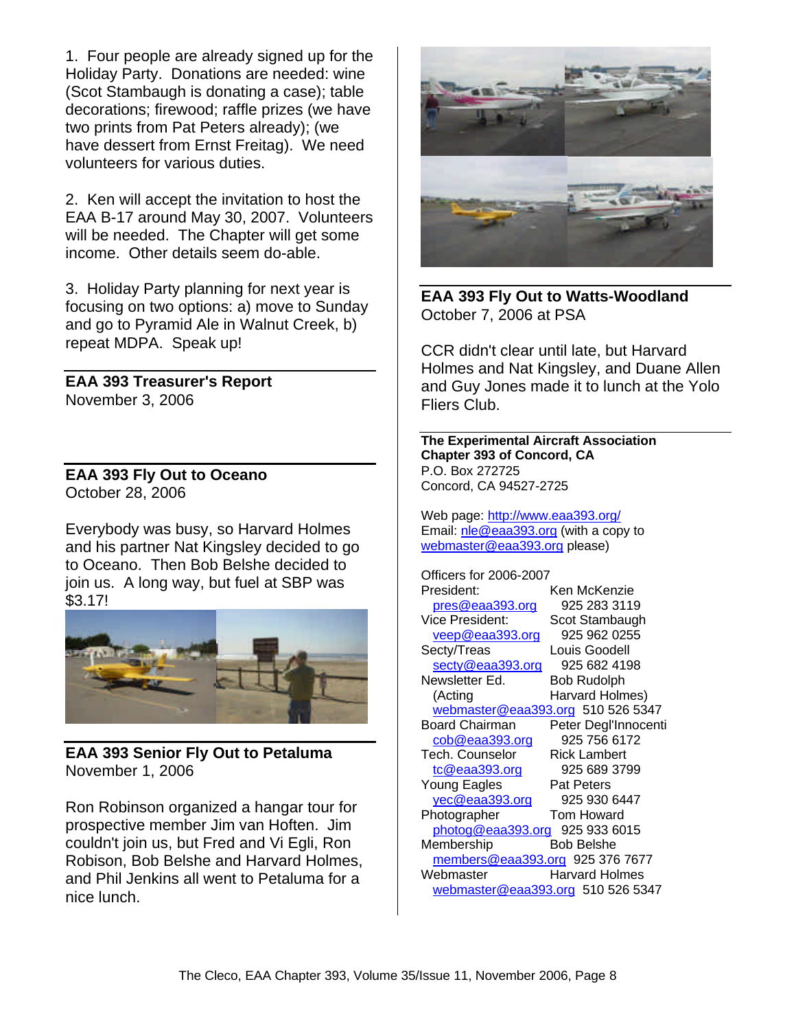1. Four people are already signed up for the Holiday Party. Donations are needed: wine (Scot Stambaugh is donating a case); table decorations; firewood; raffle prizes (we have two prints from Pat Peters already); (we have dessert from Ernst Freitag). We need volunteers for various duties.

2. Ken will accept the invitation to host the EAA B-17 around May 30, 2007. Volunteers will be needed. The Chapter will get some income. Other details seem do-able.

3. Holiday Party planning for next year is focusing on two options: a) move to Sunday and go to Pyramid Ale in Walnut Creek, b) repeat MDPA. Speak up!

## EAA 393 Treasurer's Report

November 3, 2006

## EAA 393 Fly Out to Oceano

October 28, 2006

Everybody was busy, so Harvard Holmes and his partner Nat Kingsley decided to go to Oceano. Then Bob Belshe decided to join us. A long way, but fuel at SBP was $3.17!

## EAA 393 Senior Fly Out to Petaluma

November 1, 2006

Ron Robinson organized a hangar tour for prospective member Jim van Hoften. Jim couldn't join us, but Fred and Vi Egli, Ron Robison, Bob Belshe and Harvard Holmes, and Phil Jenkins all went to Petaluma for a nice lunch.

## EAA 393 Fly Out to Watts-Woodland

October 7, 2006 at PSA

CCR didn't clear until late, but Harvard Holmes and Nat Kingsley, and Duane Allen and Guy Jones made it to lunch at the Yolo Fliers Club.

**The Experimental Aircraft Association**
**Chapter 393 of Concord, CA**
P.O. Box 272725
Concord, CA 94527-2725

Web page: http://www.eaa393.org/
Email: nle@eaa393.org (with a copy to webmaster@eaa393.org please)

Officers for 2006-2007

| Position | Name / Contact |
|---|---|
| President: | Ken McKenzie |
| pres@eaa393.org | 925 283 3119 |
| Vice President: | Scot Stambaugh |
| veep@eaa393.org | 925 962 0255 |
| Secty/Treas | Louis Goodell |
| secty@eaa393.org | 925 682 4198 |
| Newsletter Ed. | Bob Rudolph |
| (Acting | Harvard Holmes) |
| webmaster@eaa393.org | 510 526 5347 |
| Board Chairman | Peter Degl'Innocenti |
| cob@eaa393.org | 925 756 6172 |
| Tech. Counselor | Rick Lambert |
| tc@eaa393.org | 925 689 3799 |
| Young Eagles | Pat Peters |
| yec@eaa393.org | 925 930 6447 |
| Photographer | Tom Howard |
| photog@eaa393.org | 925 933 6015 |
| Membership | Bob Belshe |
| members@eaa393.org | 925 376 7677 |
| Webmaster | Harvard Holmes |
| webmaster@eaa393.org | 510 526 5347 |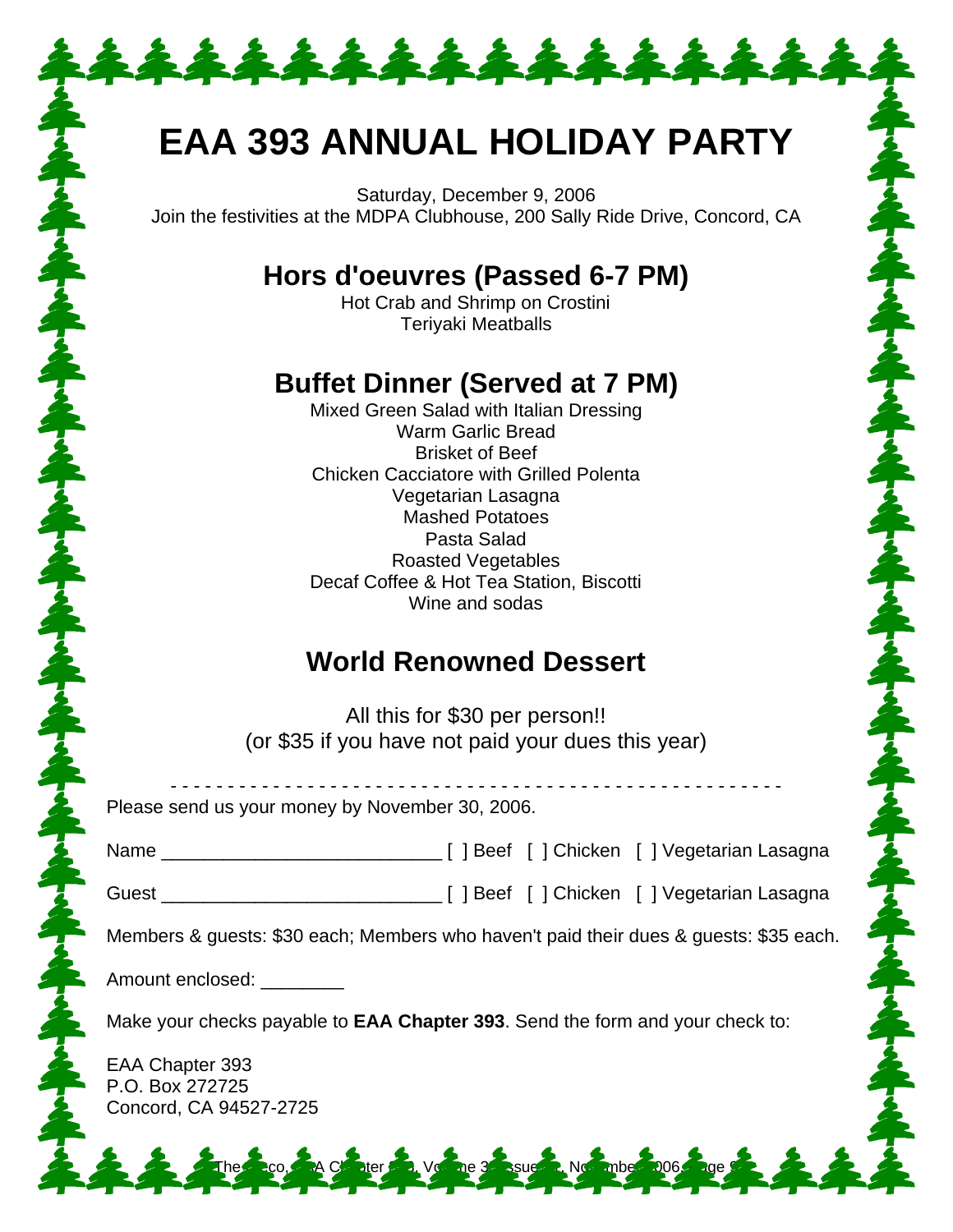# EAA 393 ANNUAL HOLIDAY PARTY

Saturday, December 9, 2006
Join the festivities at the MDPA Clubhouse, 200 Sally Ride Drive, Concord, CA

## Hors d'oeuvres (Passed 6-7 PM)

Hot Crab and Shrimp on Crostini
Teriyaki Meatballs

## Buffet Dinner (Served at 7 PM)

Mixed Green Salad with Italian Dressing
Warm Garlic Bread
Brisket of Beef
Chicken Cacciatore with Grilled Polenta
Vegetarian Lasagna
Mashed Potatoes
Pasta Salad
Roasted Vegetables
Decaf Coffee & Hot Tea Station, Biscotti
Wine and sodas

## World Renowned Dessert

All this for $30 per person!!
(or $35 if you have not paid your dues this year)

- - - - - - - - - - - - - - - - - - - - - - - - - - - - - - - - - - - - - - - - - - - - - - - - - - - - - - -

Please send us your money by November 30, 2006.

Name __________________________ [ ] Beef [ ] Chicken [ ] Vegetarian Lasagna

Guest __________________________ [ ] Beef [ ] Chicken [ ] Vegetarian Lasagna

Members & guests: $30 each; Members who haven't paid their dues & guests: $35 each.

Amount enclosed: ________

Make your checks payable to **EAA Chapter 393**. Send the form and your check to:

EAA Chapter 393
P.O. Box 272725
Concord, CA 94527-2725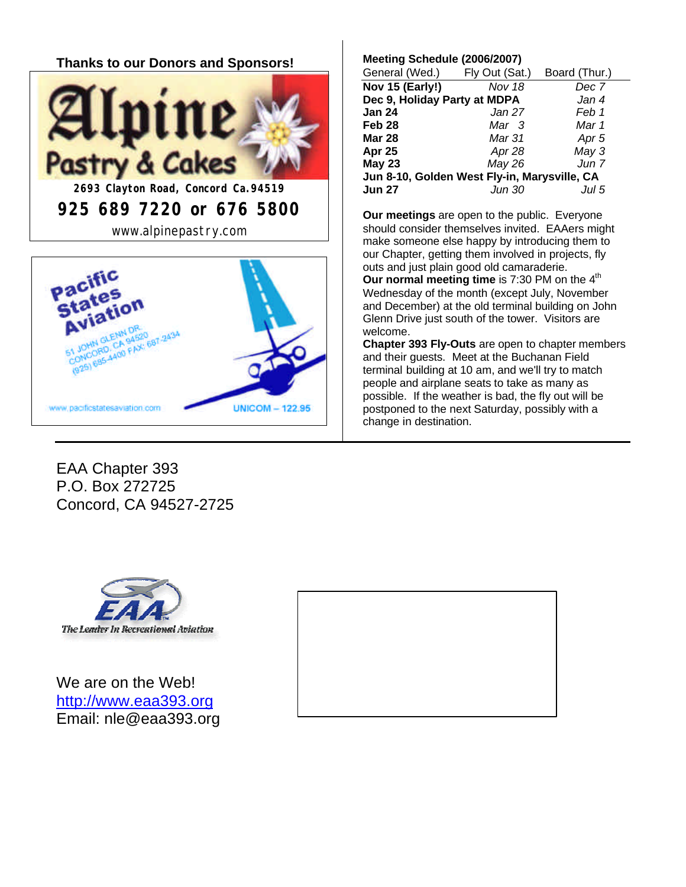## Thanks to our Donors and Sponsors!

Alpine Pastry & Cakes
2693 Clayton Road, Concord Ca.94519
925 689 7220 or 676 5800
www.alpinepastry.com

Pacific States Aviation
51 JOHN GLENN DR.
CONCORD, CA 94520
(925) 685-4400 FAX: 687-2434
www.pacificstatesaviation.com
UNICOM – 122.95

**Meeting Schedule (2006/2007)**

| General (Wed.) | Fly Out (Sat.) | Board (Thur.) |
|---|---|---|
| **Nov 15 (Early!)** | *Nov 18* | *Dec 7* |
| **Dec 9, Holiday Party at MDPA** | | *Jan 4* |
| **Jan 24** | *Jan 27* | *Feb 1* |
| **Feb 28** | *Mar 3* | *Mar 1* |
| **Mar 28** | *Mar 31* | *Apr 5* |
| **Apr 25** | *Apr 28* | *May 3* |
| **May 23** | *May 26* | *Jun 7* |
| **Jun 8-10, Golden West Fly-in, Marysville, CA** | | |
| **Jun 27** | *Jun 30* | *Jul 5* |

**Our meetings** are open to the public. Everyone should consider themselves invited. EAAers might make someone else happy by introducing them to our Chapter, getting them involved in projects, fly outs and just plain good old camaraderie.
**Our normal meeting time** is 7:30 PM on the 4th Wednesday of the month (except July, November and December) at the old terminal building on John Glenn Drive just south of the tower. Visitors are welcome.
**Chapter 393 Fly-Outs** are open to chapter members and their guests. Meet at the Buchanan Field terminal building at 10 am, and we'll try to match people and airplane seats to take as many as possible. If the weather is bad, the fly out will be postponed to the next Saturday, possibly with a change in destination.

EAA Chapter 393
P.O. Box 272725
Concord, CA 94527-2725

EAA
The Leader In Recreational Aviation

We are on the Web!
http://www.eaa393.org
Email: nle@eaa393.org